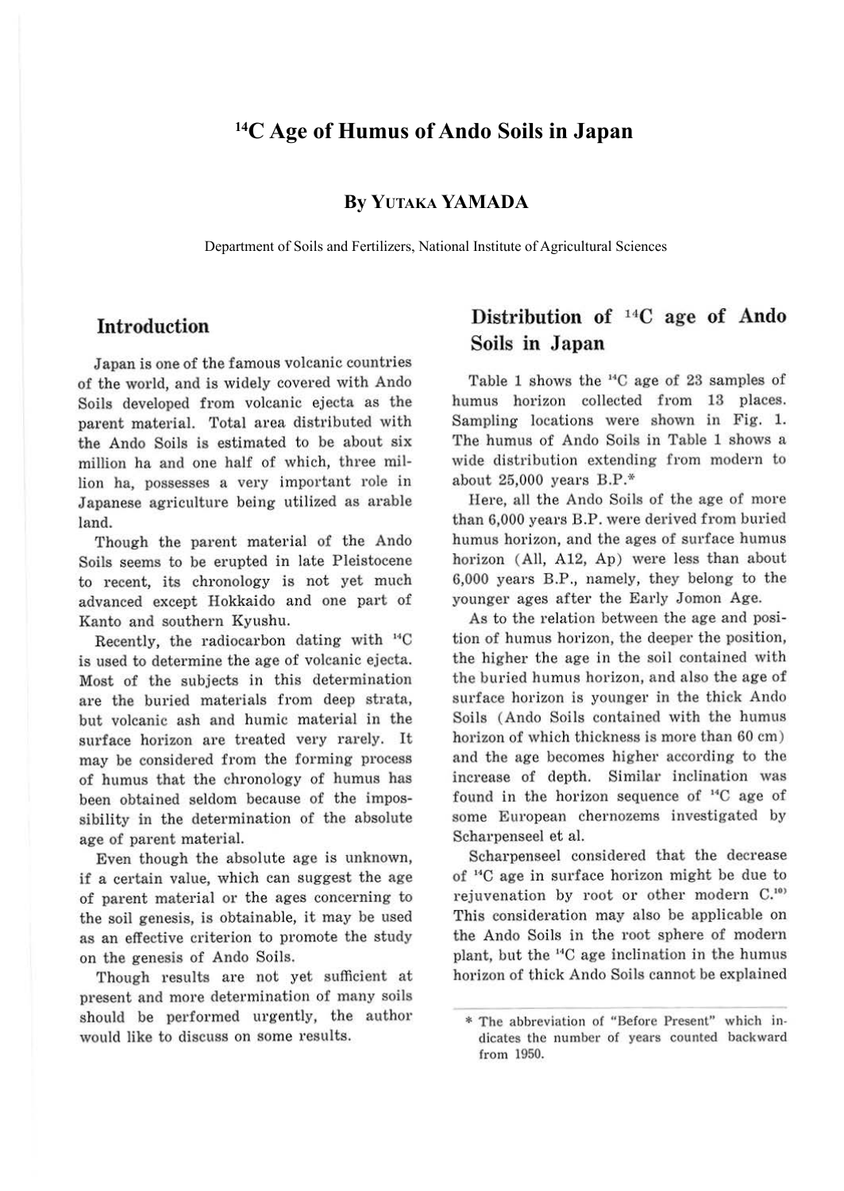# $^{14}C$ Age of Humus of Ando Soils in Japan

**By YUTAKA YAMADA**

Department of Soils and Fertilizers, National Institute of Agricultural Sciences

## Introduction

Japan is one of the famous volcanic countries of the world, and is widely covered with Ando Soils developed from volcanic ejecta as the parent material. Total area distributed with the Ando Soils is estimated to be about six million ha and one half of which, three million ha, possesses a very important role in Japanese agriculture being utilized as arable land.

Though the parent material of the Ando Soils seems to be erupted in late Pleistocene to recent, its chronology is not yet much advanced except Hokkaido and one part of Kanto and southern Kyushu.

Recently, the radiocarbon dating with $^{14}C$ is used to determine the age of volcanic ejecta. Most of the subjects in this determination are the buried materials from deep strata, but volcanic ash and humic material in the surface horizon are treated very rarely. It may be considered from the forming process of humus that the chronology of humus has been obtained seldom because of the impossibility in the determination of the absolute age of parent material.

Even though the absolute age is unknown, if a certain value, which can suggest the age of parent material or the ages concerning to the soil genesis, is obtainable, it may be used as an effective criterion to promote the study on the genesis of Ando Soils.

Though results are not yet sufficient at present and more determination of many soils should be performed urgently, the author would like to discuss on some results.

## Distribution of $^{14}C$ age of Ando Soils in Japan

Table 1 shows the $^{14}C$ age of 23 samples of humus horizon collected from 13 places. Sampling locations were shown in Fig. 1. The humus of Ando Soils in Table 1 shows a wide distribution extending from modern to about 25,000 years B.P.*

Here, all the Ando Soils of the age of more than 6,000 years B.P. were derived from buried humus horizon, and the ages of surface humus horizon (All, A12, Ap) were less than about 6,000 years B.P., namely, they belong to the younger ages after the Early Jomon Age.

As to the relation between the age and position of humus horizon, the deeper the position, the higher the age in the soil contained with the buried humus horizon, and also the age of surface horizon is younger in the thick Ando Soils (Ando Soils contained with the humus horizon of which thickness is more than 60 cm) and the age becomes higher according to the increase of depth. Similar inclination was found in the horizon sequence of $^{14}C$ age of some European chernozems investigated by Scharpenseel et al.

Scharpenseel considered that the decrease of $^{14}C$ age in surface horizon might be due to rejuvenation by root or other modern C.[10] This consideration may also be applicable on the Ando Soils in the root sphere of modern plant, but the $^{14}C$ age inclination in the humus horizon of thick Ando Soils cannot be explained

\* The abbreviation of "Before Present" which indicates the number of years counted backward from 1950.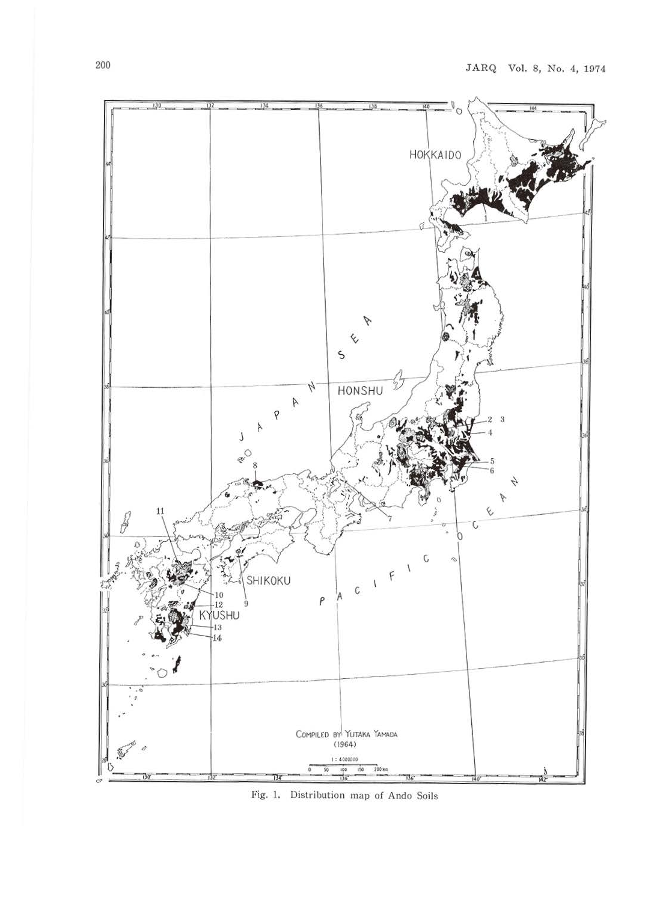Fig. 1. Distribution map of Ando Soils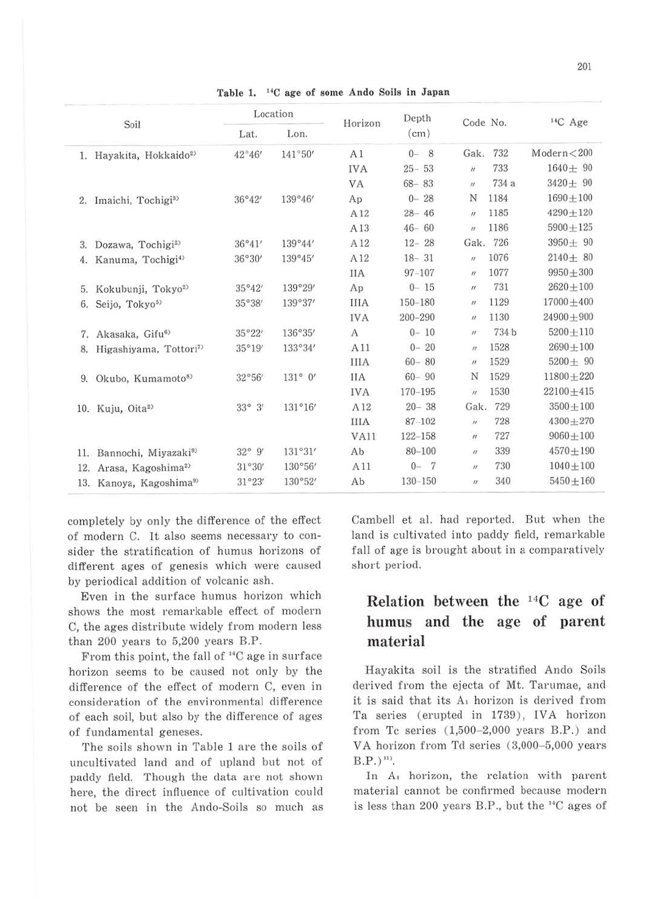Table 1. $^{14}C$ age of some Ando Soils in Japan

| Soil | Location | | Horizon | Depth (cm) | Code No. | $^{14}C$ Age |
|---|---|---|---|---|---|---|
| | Lat. | Lon. | | | | |
| 1. Hayakita, Hokkaido[2] | 42°46′ | 141°50′ | A1 | 0– 8 | Gak. 732 | Modern<200 |
| | | | IVA | 25– 53 | 〃 733 | 1640± 90 |
| | | | VA | 68– 83 | 〃 734 a | 3420± 90 |
| 2. Imaichi, Tochigi[3] | 36°42′ | 139°46′ | Ap | 0– 28 | N 1184 | 1690±100 |
| | | | A12 | 28– 46 | 〃 1185 | 4290±120 |
| | | | A13 | 46– 60 | 〃 1186 | 5900±125 |
| 3. Dozawa, Tochigi[2] | 36°41′ | 139°44′ | A12 | 12– 28 | Gak. 726 | 3950± 90 |
| 4. Kanuma, Tochigi[4] | 36°30′ | 139°45′ | A12 | 18– 31 | 〃 1076 | 2140± 80 |
| | | | IIA | 97–107 | 〃 1077 | 9950±300 |
| 5. Kokubunji, Tokyo[2] | 35°42′ | 139°29′ | Ap | 0– 15 | 〃 731 | 2620±100 |
| 6. Seijo, Tokyo[5] | 35°38′ | 139°37′ | IIIA | 150–180 | 〃 1129 | 17000±400 |
| | | | IVA | 200–290 | 〃 1130 | 24900±900 |
| 7. Akasaka, Gifu[6] | 35°22′ | 136°35′ | A | 0– 10 | 〃 734 b | 5200±110 |
| 8. Higashiyama, Tottori[7] | 35°19′ | 133°34′ | A11 | 0– 20 | 〃 1528 | 2690±100 |
| | | | IIIA | 60– 80 | 〃 1529 | 5200± 90 |
| 9. Okubo, Kumamoto[8] | 32°56′ | 131° 0′ | IIA | 60– 90 | N 1529 | 11800±220 |
| | | | IVA | 170–195 | 〃 1530 | 22100±415 |
| 10. Kuju, Oita[2] | 33° 3′ | 131°16′ | A12 | 20– 38 | Gak. 729 | 3500±100 |
| | | | IIIA | 87–102 | 〃 728 | 4300±270 |
| | | | VA11 | 122–158 | 〃 727 | 9060±100 |
| 11. Bannochi, Miyazaki[9] | 32° 9′ | 131°31′ | Ab | 80–100 | 〃 339 | 4570±190 |
| 12. Arasa, Kagoshima[2] | 31°30′ | 130°56′ | A11 | 0– 7 | 〃 730 | 1040±100 |
| 13. Kanoya, Kagoshima[9] | 31°23′ | 130°52′ | Ab | 130–150 | 〃 340 | 5450±160 |

completely by only the difference of the effect of modern C. It also seems necessary to consider the stratification of humus horizons of different ages of genesis which were caused by periodical addition of volcanic ash.

Even in the surface humus horizon which shows the most remarkable effect of modern C, the ages distribute widely from modern less than 200 years to 5,200 years B.P.

From this point, the fall of $^{14}C$ age in surface horizon seems to be caused not only by the difference of the effect of modern C, even in consideration of the environmental difference of each soil, but also by the difference of ages of fundamental geneses.

The soils shown in Table 1 are the soils of uncultivated land and of upland but not of paddy field. Though the data are not shown here, the direct influence of cultivation could not be seen in the Ando-Soils so much as Cambell et al. had reported. But when the land is cultivated into paddy field, remarkable fall of age is brought about in a comparatively short period.

## Relation between the $^{14}C$ age of humus and the age of parent material

Hayakita soil is the stratified Ando Soils derived from the ejecta of Mt. Tarumae, and it is said that its $A_1$ horizon is derived from Ta series (erupted in 1739), IVA horizon from Tc series (1,500–2,000 years B.P.) and VA horizon from Td series (3,000–5,000 years B.P.)[11].

In $A_1$ horizon, the relation with parent material cannot be confirmed because modern is less than 200 years B.P., but the $^{14}C$ ages of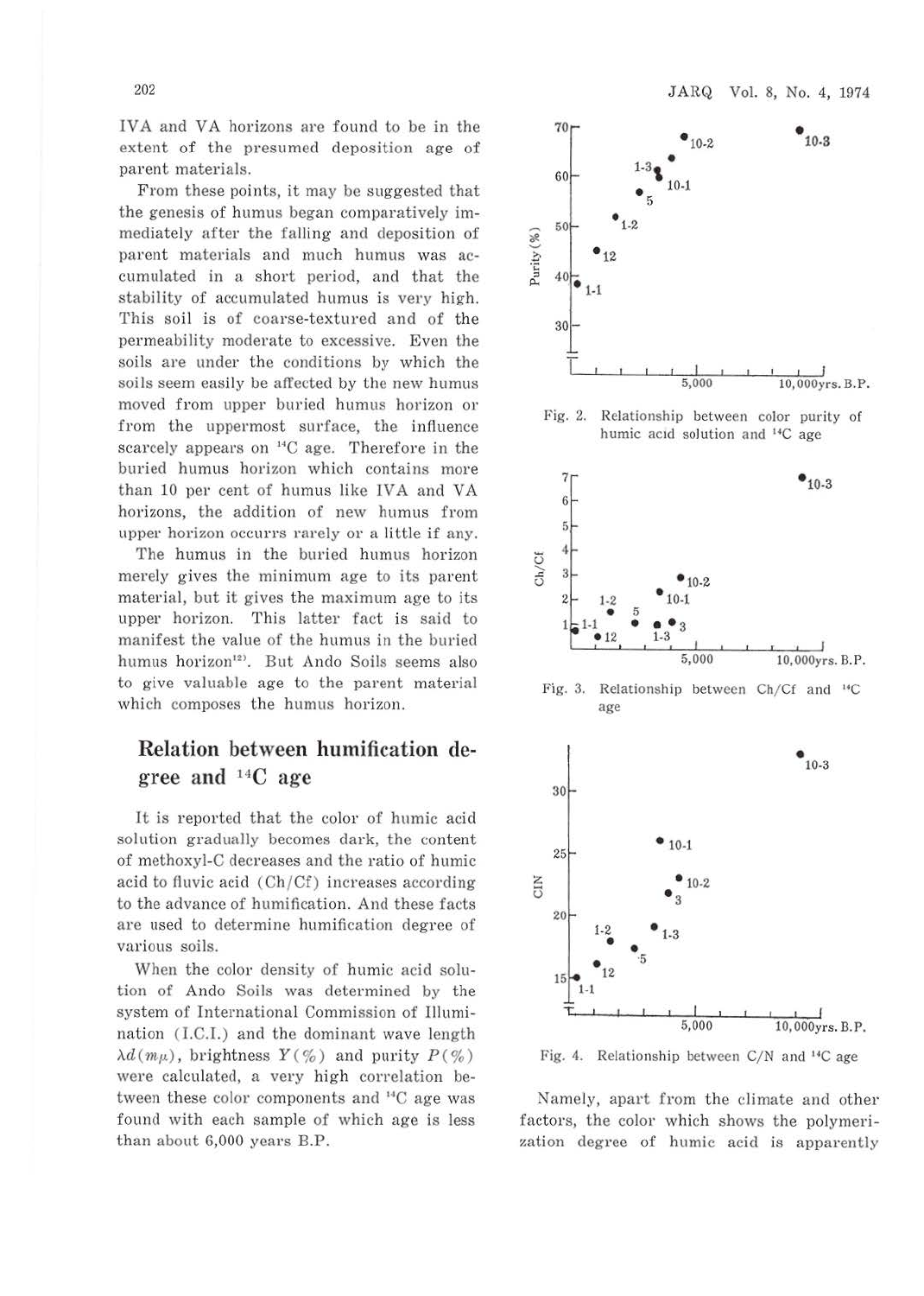IVA and VA horizons are found to be in the extent of the presumed deposition age of parent materials.

From these points, it may be suggested that the genesis of humus began comparatively immediately after the falling and deposition of parent materials and much humus was accumulated in a short period, and that the stability of accumulated humus is very high. This soil is of coarse-textured and of the permeability moderate to excessive. Even the soils are under the conditions by which the soils seem easily be affected by the new humus moved from upper buried humus horizon or from the uppermost surface, the influence scarcely appears on $^{14}C$ age. Therefore in the buried humus horizon which contains more than 10 per cent of humus like IVA and VA horizons, the addition of new humus from upper horizon occurrs rarely or a little if any.

The humus in the buried humus horizon merely gives the minimum age to its parent material, but it gives the maximum age to its upper horizon. This latter fact is said to manifest the value of the humus in the buried humus horizon[12]. But Ando Soils seems also to give valuable age to the parent material which composes the humus horizon.

## Relation between humification degree and $^{14}C$ age

It is reported that the color of humic acid solution gradually becomes dark, the content of methoxyl-C decreases and the ratio of humic acid to fluvic acid (Ch/Cf) increases according to the advance of humification. And these facts are used to determine humification degree of various soils.

When the color density of humic acid solution of Ando Soils was determined by the system of International Commission of Illumination (I.C.I.) and the dominant wave length $\lambda d(m\mu)$, brightness $Y(\%)$ and purity $P(\%)$ were calculated, a very high correlation between these color components and $^{14}C$ age was found with each sample of which age is less than about 6,000 years B.P.

Fig. 2. Relationship between color purity of humic acid solution and $^{14}C$ age

Fig. 3. Relationship between Ch/Cf and $^{14}C$ age

Fig. 4. Relationship between C/N and $^{14}C$ age

Namely, apart from the climate and other factors, the color which shows the polymerization degree of humic acid is apparently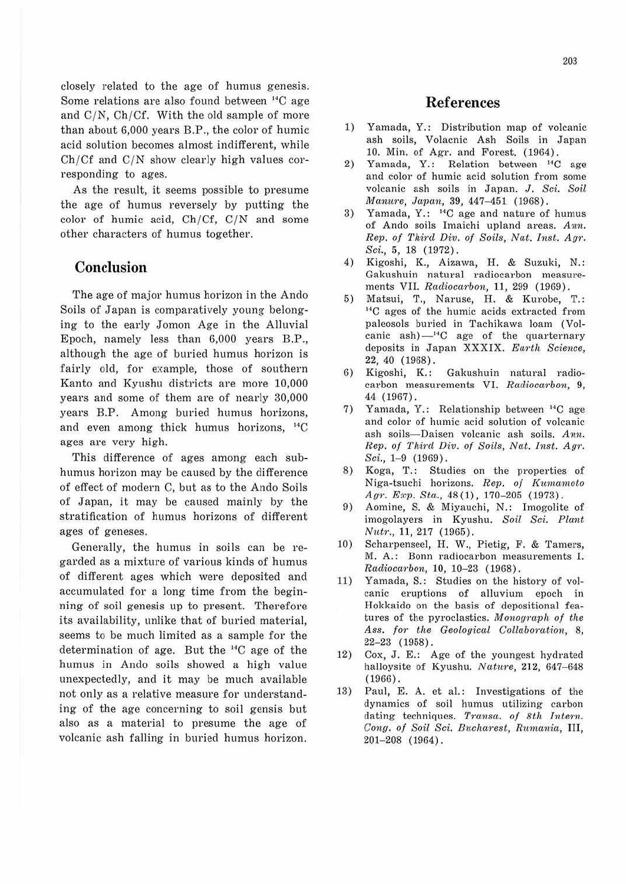closely related to the age of humus genesis. Some relations are also found between $^{14}C$ age and C/N, Ch/Cf. With the old sample of more than about 6,000 years B.P., the color of humic acid solution becomes almost indifferent, while Ch/Cf and C/N show clearly high values corresponding to ages.

As the result, it seems possible to presume the age of humus reversely by putting the color of humic acid, Ch/Cf, C/N and some other characters of humus together.

## Conclusion

The age of major humus horizon in the Ando Soils of Japan is comparatively young belonging to the early Jomon Age in the Alluvial Epoch, namely less than 6,000 years B.P., although the age of buried humus horizon is fairly old, for example, those of southern Kanto and Kyushu districts are more 10,000 years and some of them are of nearly 30,000 years B.P. Among buried humus horizons, and even among thick humus horizons, $^{14}C$ ages are very high.

This difference of ages among each sub-humus horizon may be caused by the difference of effect of modern C, but as to the Ando Soils of Japan, it may be caused mainly by the stratification of humus horizons of different ages of geneses.

Generally, the humus in soils can be regarded as a mixture of various kinds of humus of different ages which were deposited and accumulated for a long time from the beginning of soil genesis up to present. Therefore its availability, unlike that of buried material, seems to be much limited as a sample for the determination of age. But the $^{14}C$ age of the humus in Ando soils showed a high value unexpectedly, and it may be much available not only as a relative measure for understanding of the age concerning to soil gensis but also as a material to presume the age of volcanic ash falling in buried humus horizon.

## References

1) Yamada, Y.: Distribution map of volcanic ash soils, Volacnic Ash Soils in Japan 10. Min. of Agr. and Forest. (1964).
2) Yamada, Y.: Relation between $^{14}C$ age and color of humic acid solution from some volcanic ash soils in Japan. *J. Sci. Soil Manure, Japan*, 39, 447–451 (1968).
3) Yamada, Y.: $^{14}C$ age and nature of humus of Ando soils Imaichi upland areas. *Ann. Rep. of Third Div. of Soils, Nat. Inst. Agr. Sci.*, 5, 18 (1972).
4) Kigoshi, K., Aizawa, H. & Suzuki, N.: Gakushuin natural radiocarbon measurements VII. *Radiocarbon*, 11, 299 (1969).
5) Matsui, T., Naruse, H. & Kurobe, T.: $^{14}C$ ages of the humic acids extracted from paleosols buried in Tachikawa loam (Volcanic ash)—$^{14}C$ age of the quarternary deposits in Japan XXXIX. *Earth Science*, 22, 40 (1968).
6) Kigoshi, K.: Gakushuin natural radiocarbon measurements VI. *Radiocarbon*, 9, 44 (1967).
7) Yamada, Y.: Relationship between $^{14}C$ age and color of humic acid solution of volcanic ash soils—Daisen volcanic ash soils. *Ann. Rep. of Third Div. of Soils, Nat. Inst. Agr. Sci.*, 1–9 (1969).
8) Koga, T.: Studies on the properties of Niga-tsuchi horizons. *Rep. of Kumamoto Agr. Exp. Sta.*, 48(1), 170–205 (1973).
9) Aomine, S. & Miyauchi, N.: Imogolite of imogolayers in Kyushu. *Soil Sci. Plant Nutr.*, 11, 217 (1965).
10) Scharpenseel, H. W., Pietig, F. & Tamers, M. A.: Bonn radiocarbon measurements I. *Radiocarbon*, 10, 10–23 (1968).
11) Yamada, S.: Studies on the history of volcanic eruptions of alluvium epoch in Hokkaido on the basis of depositional features of the pyroclastics. *Monograph of the Ass. for the Geological Collaboration*, 8, 22–23 (1958).
12) Cox, J. E.: Age of the youngest hydrated halloysite of Kyushu. *Nature*, 212, 647–648 (1966).
13) Paul, E. A. et al.: Investigations of the dynamics of soil humus utilizing carbon dating techniques. *Transa. of 8th Intern. Cong. of Soil Sci. Bucharest, Rumania*, III, 201–208 (1964).